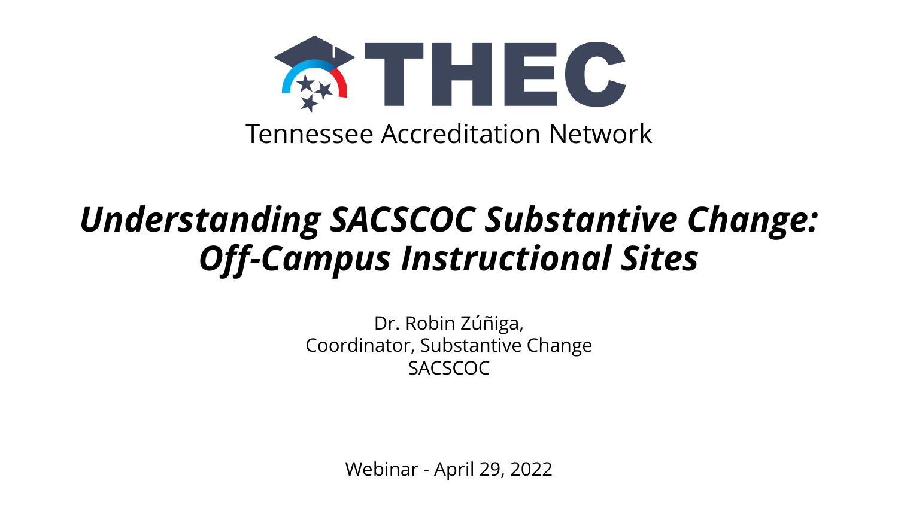THEC

Tennessee Accreditation Network

# *Understanding SACSCOC Substantive Change: Off-Campus Instructional Sites*

Dr. Robin Zúñiga,
Coordinator, Substantive Change
SACSCOC

Webinar - April 29, 2022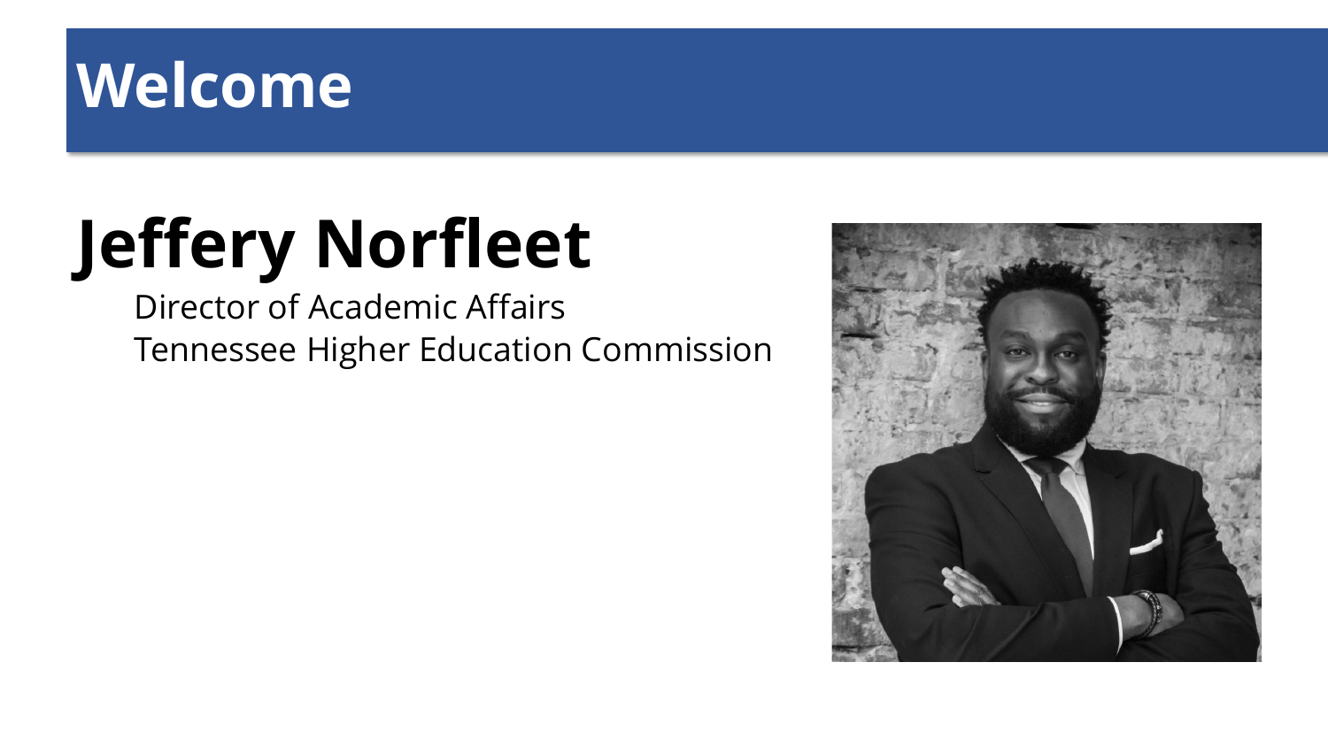# Welcome

## Jeffery Norfleet

Director of Academic Affairs
Tennessee Higher Education Commission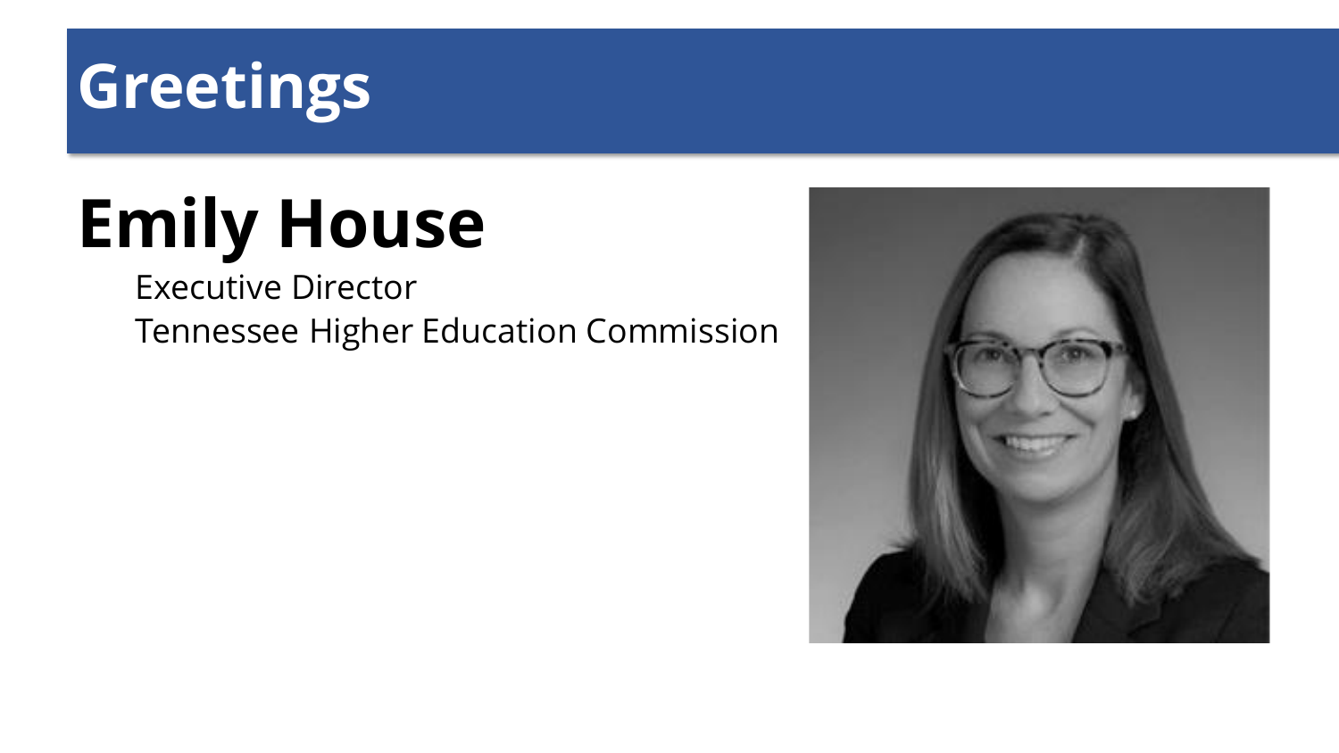# Greetings

## Emily House

Executive Director
Tennessee Higher Education Commission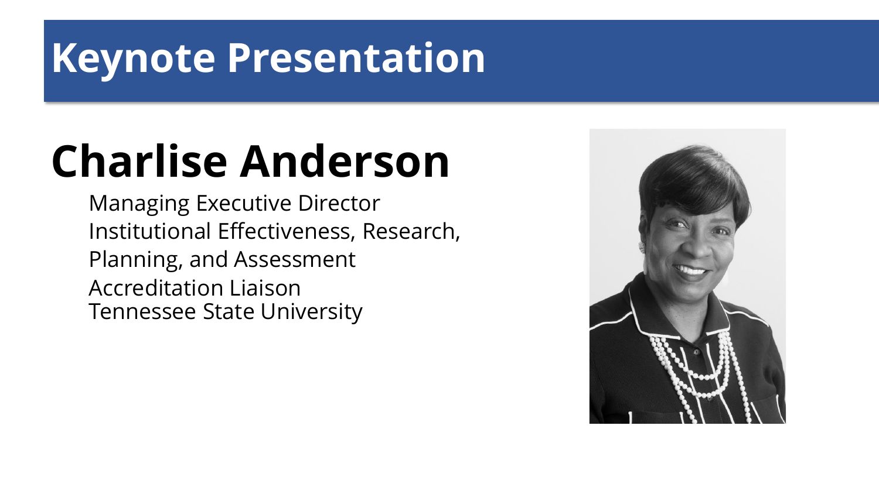# Keynote Presentation

## Charlise Anderson

Managing Executive Director
Institutional Effectiveness, Research, Planning, and Assessment
Accreditation Liaison
Tennessee State University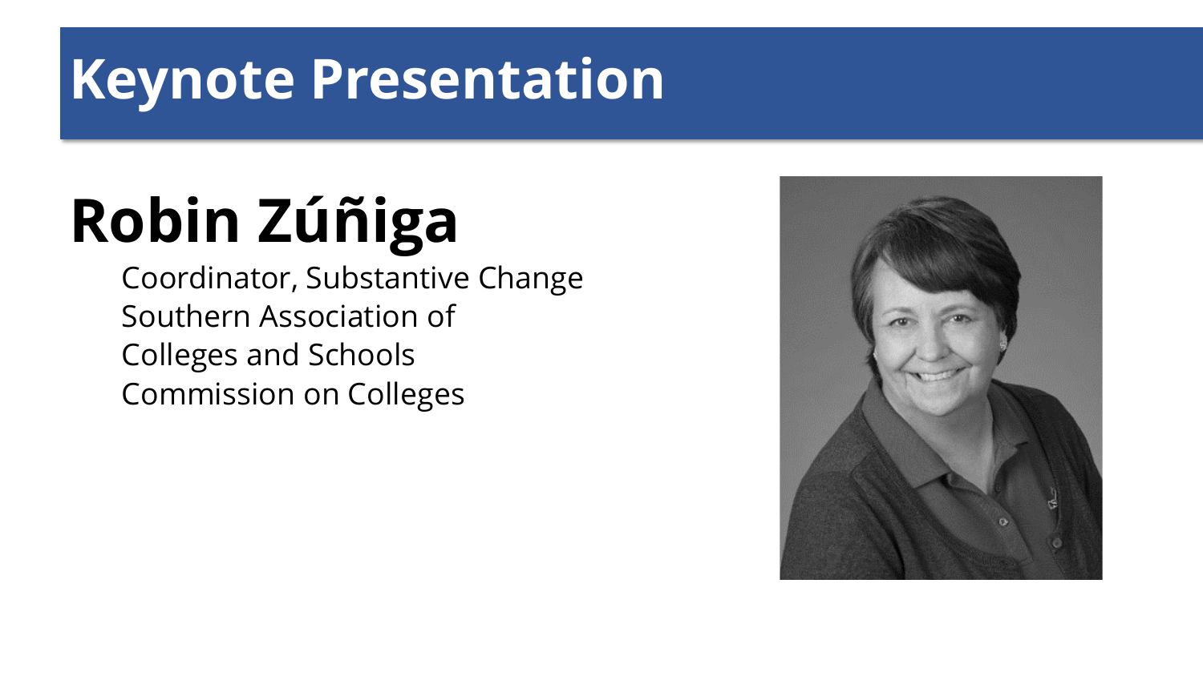# Keynote Presentation

## Robin Zúñiga

Coordinator, Substantive Change
Southern Association of
Colleges and Schools
Commission on Colleges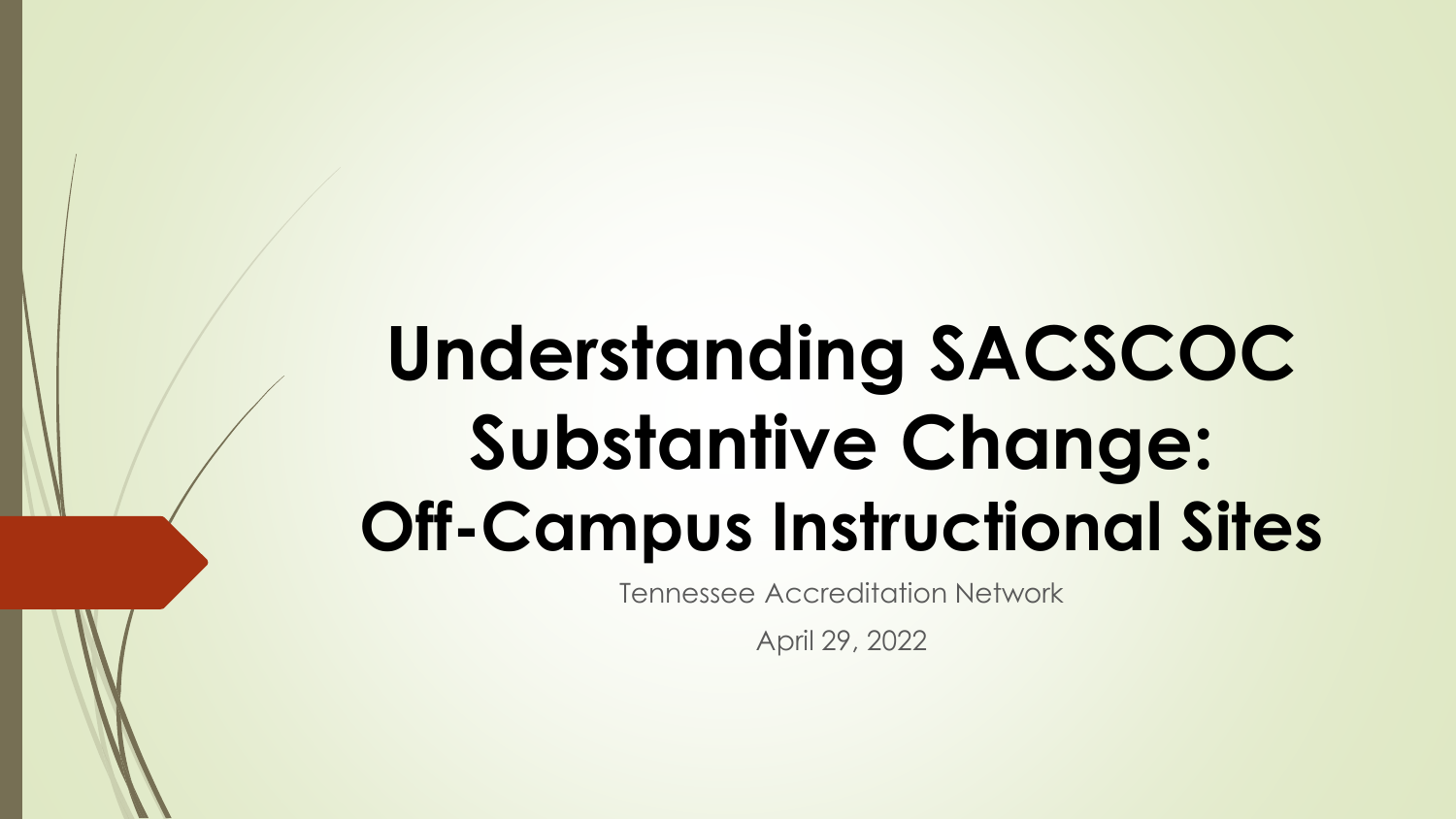# Understanding SACSCOC Substantive Change: Off-Campus Instructional Sites

Tennessee Accreditation Network

April 29, 2022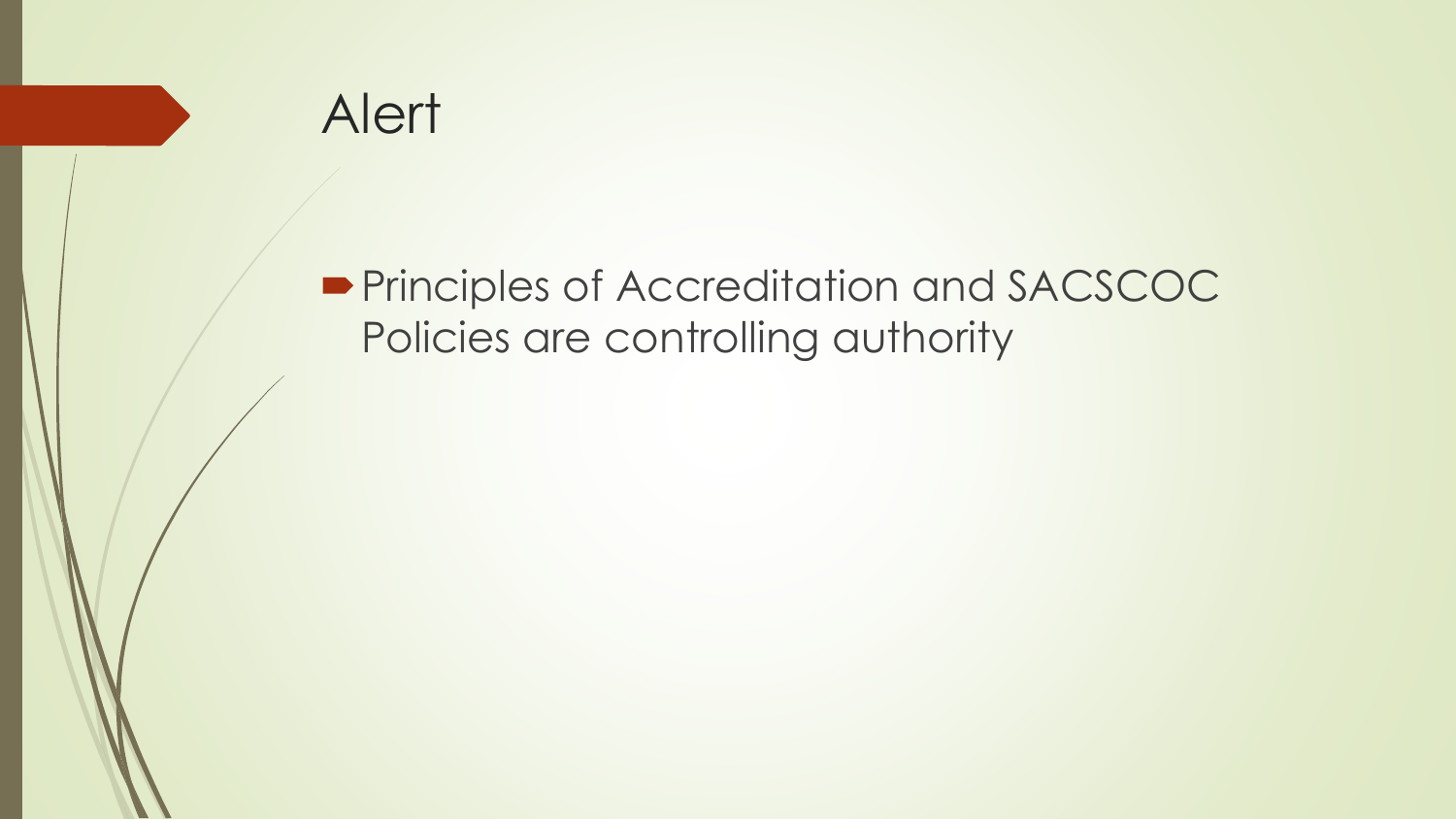# Alert

- Principles of Accreditation and SACSCOC Policies are controlling authority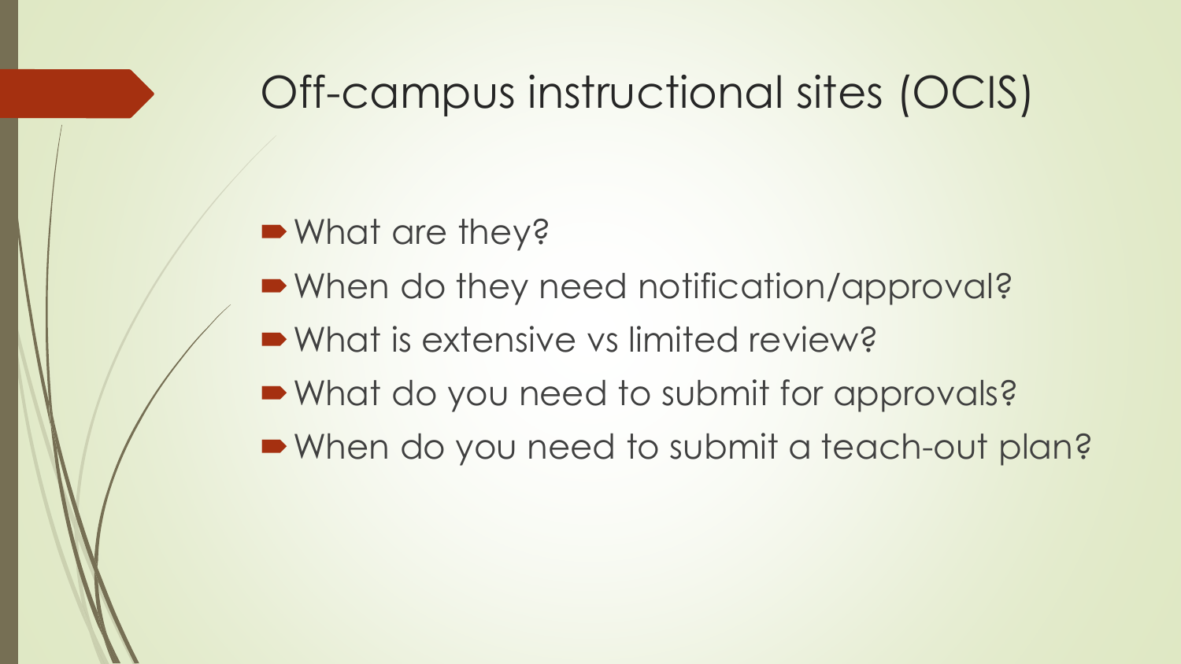# Off-campus instructional sites (OCIS)

- What are they?
- When do they need notification/approval?
- What is extensive vs limited review?
- What do you need to submit for approvals?
- When do you need to submit a teach-out plan?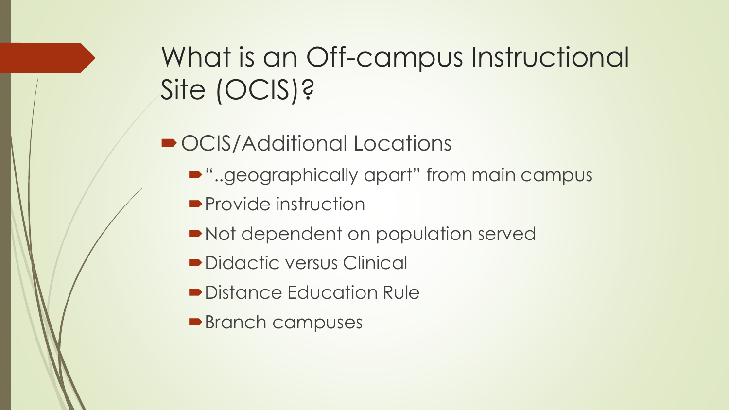# What is an Off-campus Instructional Site (OCIS)?

- OCIS/Additional Locations
  - "..geographically apart" from main campus
  - Provide instruction
  - Not dependent on population served
  - Didactic versus Clinical
  - Distance Education Rule
  - Branch campuses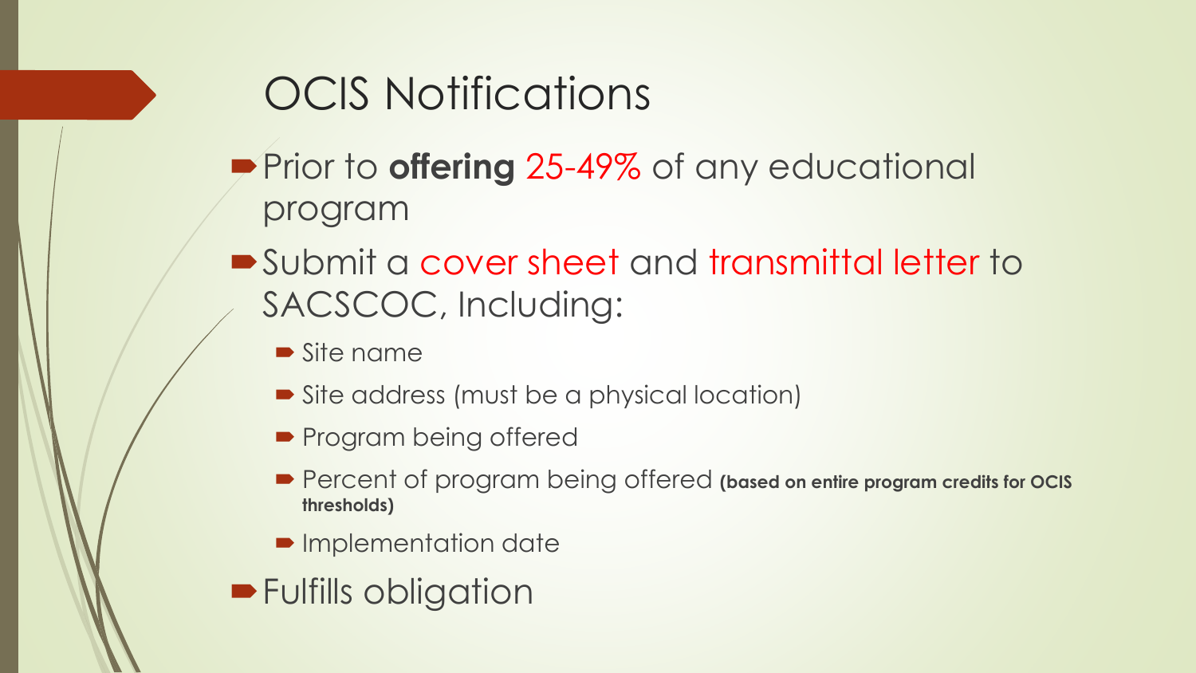# OCIS Notifications

- Prior to **offering** 25-49% of any educational program
- Submit a cover sheet and transmittal letter to SACSCOC, Including:
  - Site name
  - Site address (must be a physical location)
  - Program being offered
  - Percent of program being offered **(based on entire program credits for OCIS thresholds)**
  - Implementation date
- Fulfills obligation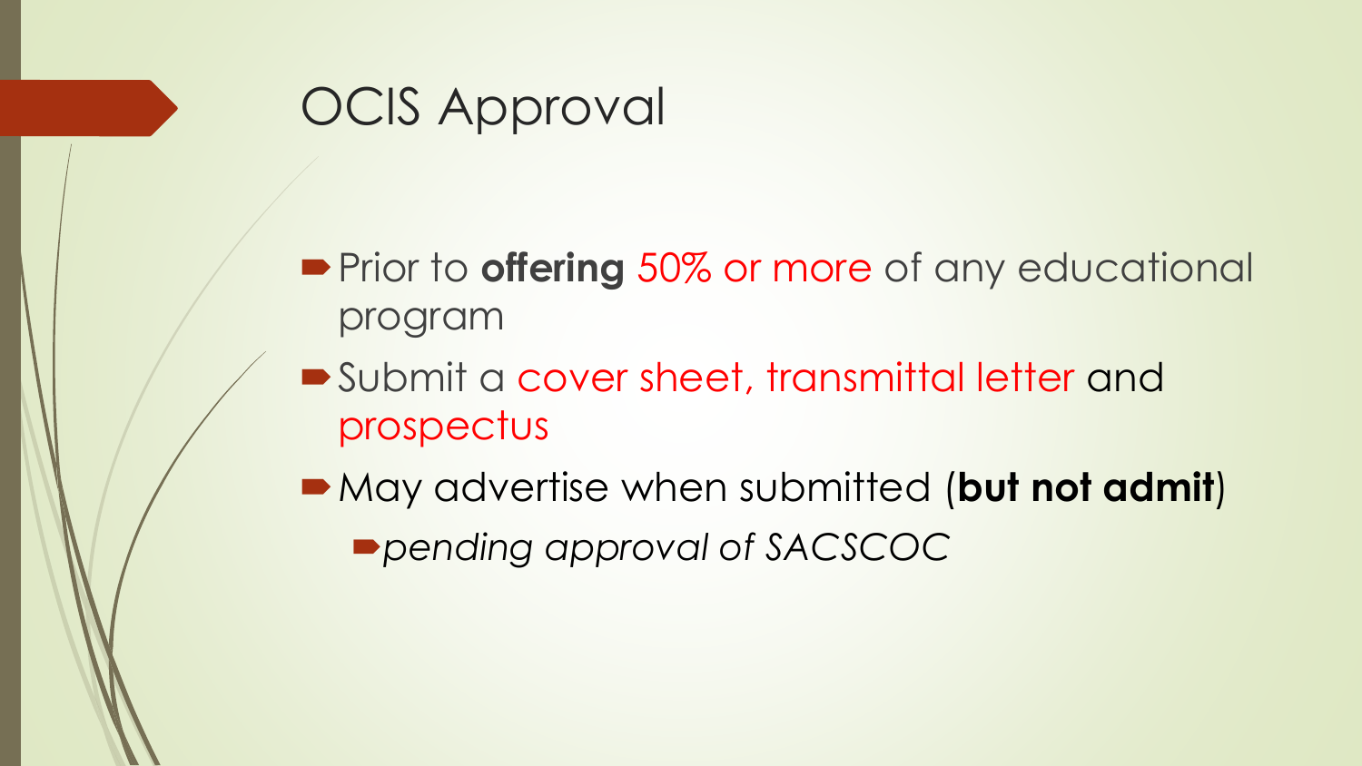# OCIS Approval

- Prior to **offering** 50% or more of any educational program
- Submit a cover sheet, transmittal letter and prospectus
- May advertise when submitted (**but not admit**)
  - *pending approval of SACSCOC*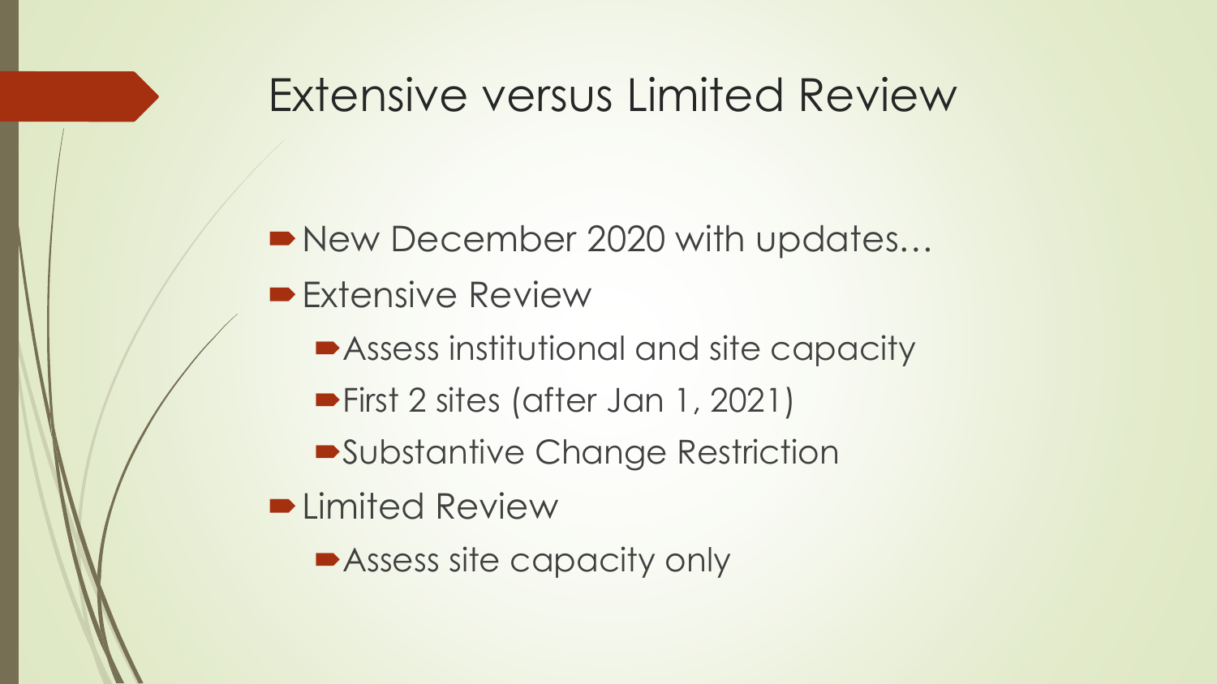# Extensive versus Limited Review

- New December 2020 with updates…
- Extensive Review
  - Assess institutional and site capacity
  - First 2 sites (after Jan 1, 2021)
  - Substantive Change Restriction
- Limited Review
  - Assess site capacity only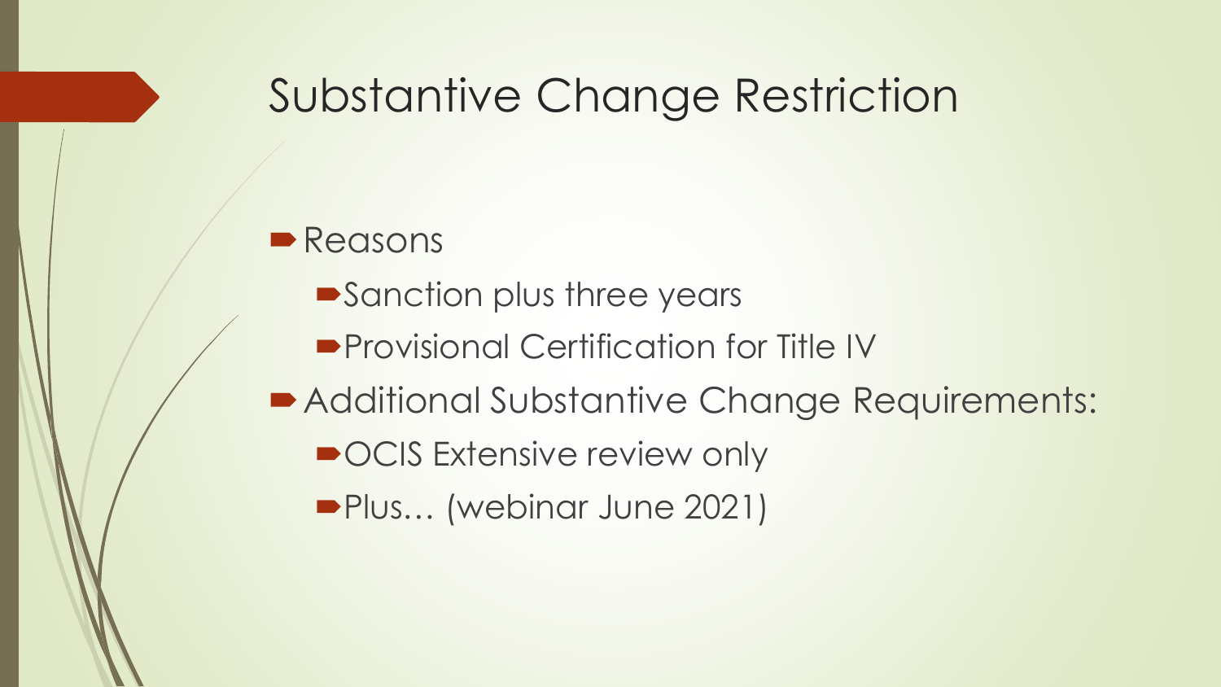# Substantive Change Restriction

- Reasons
  - Sanction plus three years
  - Provisional Certification for Title IV
- Additional Substantive Change Requirements:
  - OCIS Extensive review only
  - Plus… (webinar June 2021)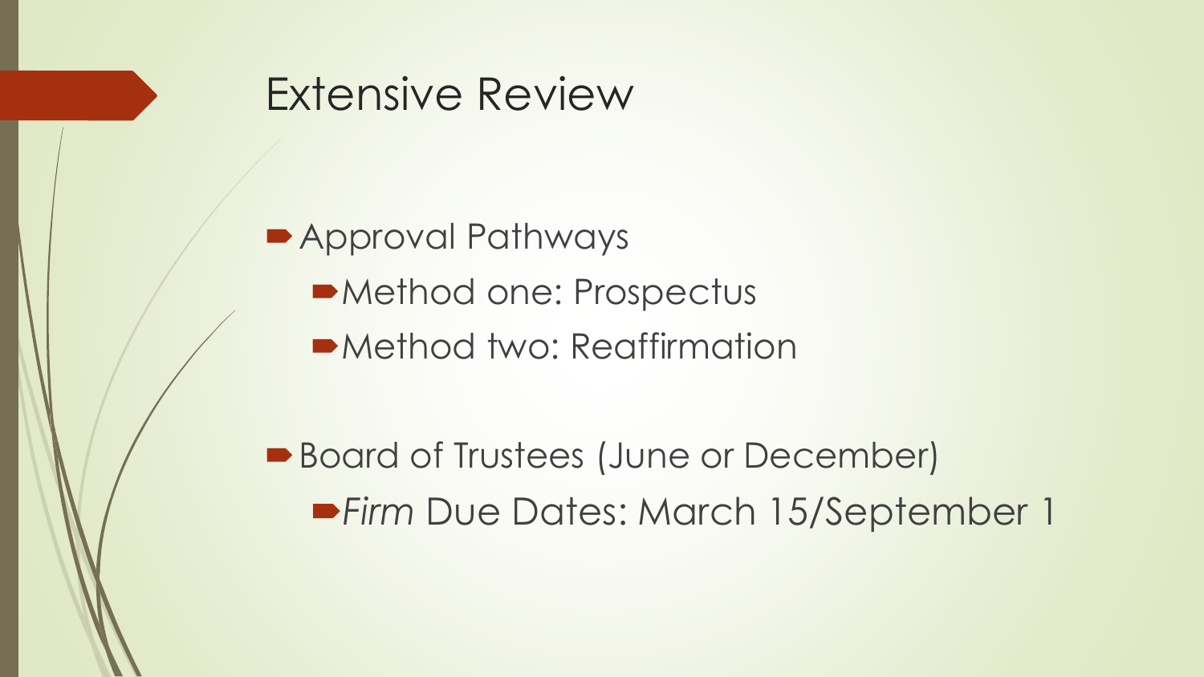# Extensive Review

- Approval Pathways
  - Method one: Prospectus
  - Method two: Reaffirmation

- Board of Trustees (June or December)
  - *Firm* Due Dates: March 15/September 1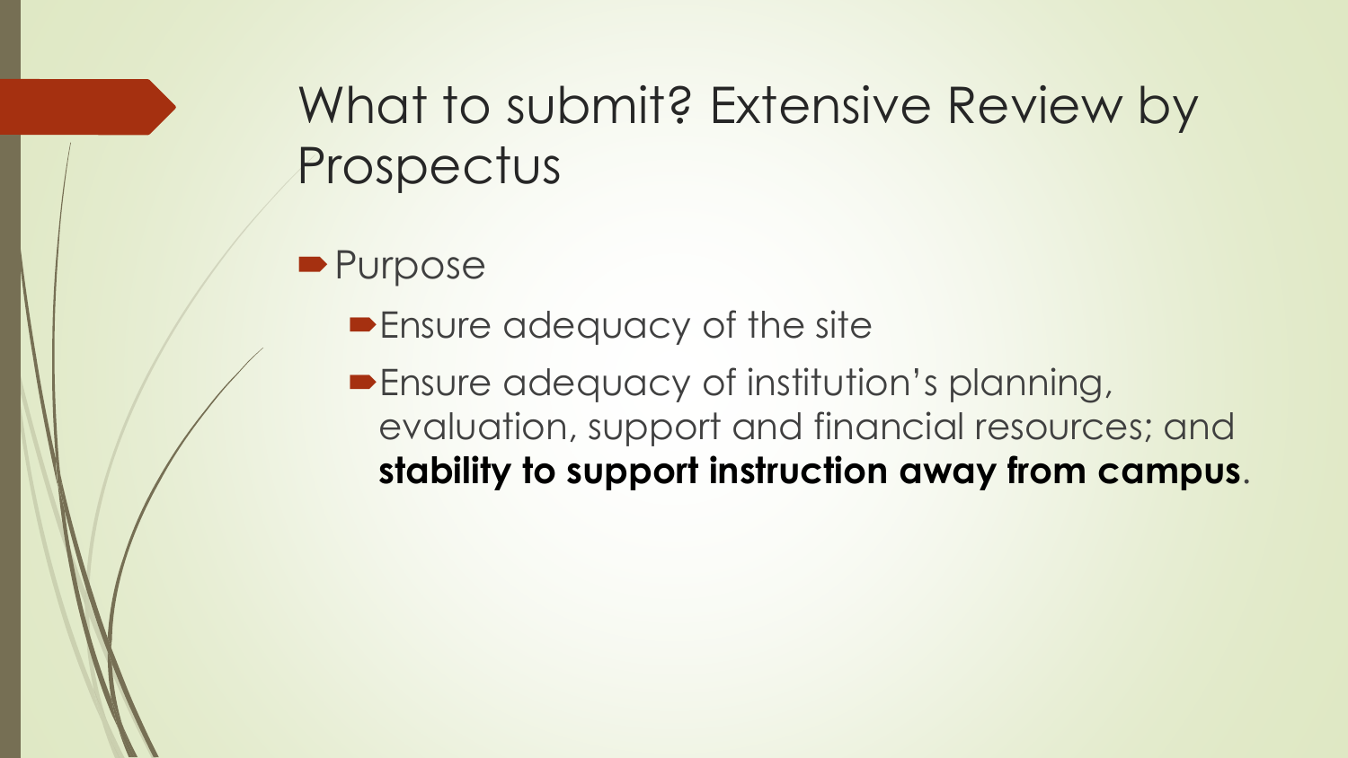# What to submit? Extensive Review by Prospectus

- Purpose
  - Ensure adequacy of the site
  - Ensure adequacy of institution's planning, evaluation, support and financial resources; and **stability to support instruction away from campus**.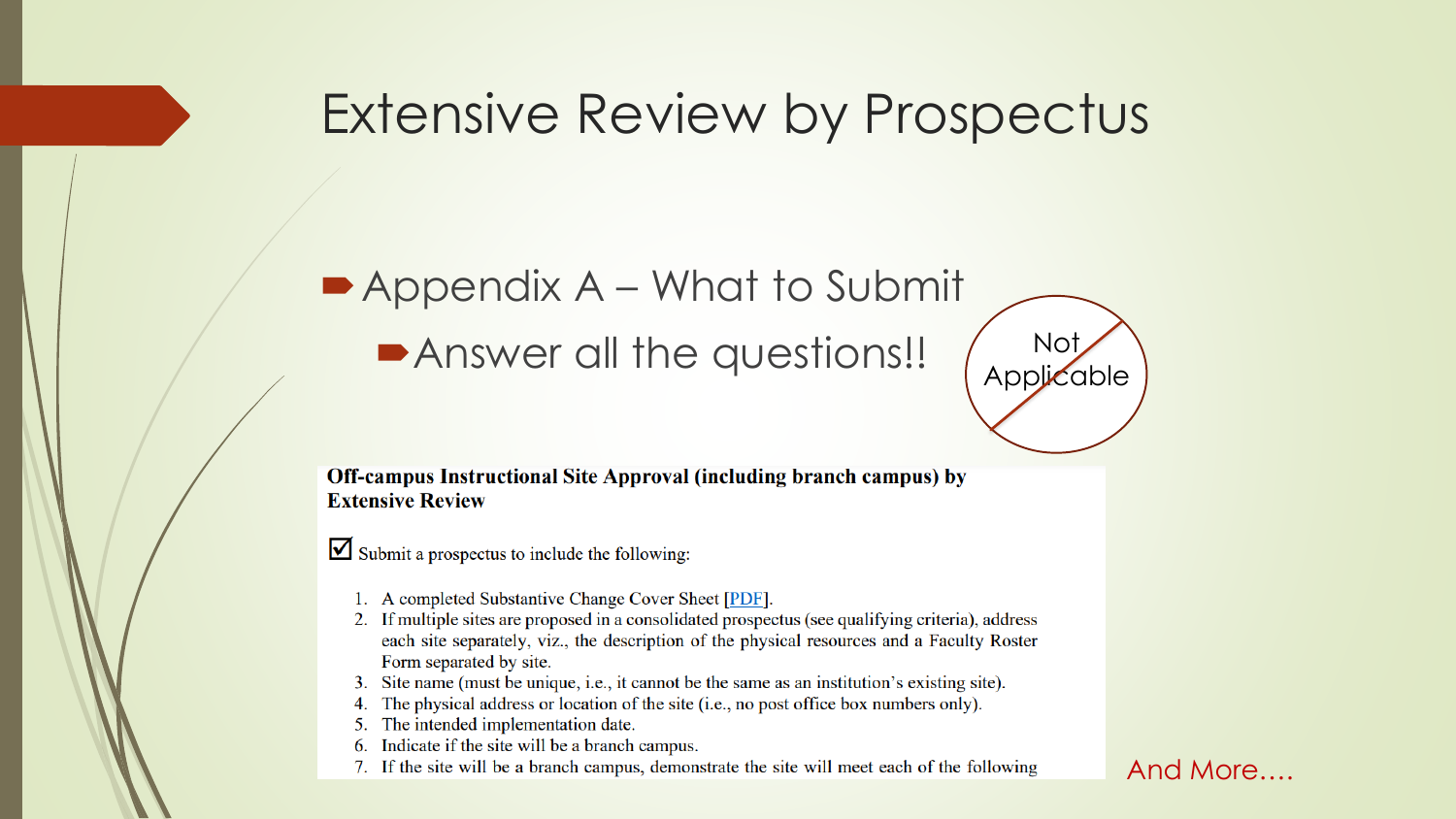# Extensive Review by Prospectus

- Appendix A – What to Submit
  - Answer all the questions!!

Not Applicable

**Off-campus Instructional Site Approval (including branch campus) by Extensive Review**

☑ Submit a prospectus to include the following:

1. A completed Substantive Change Cover Sheet [PDF].
2. If multiple sites are proposed in a consolidated prospectus (see qualifying criteria), address each site separately, viz., the description of the physical resources and a Faculty Roster Form separated by site.
3. Site name (must be unique, i.e., it cannot be the same as an institution's existing site).
4. The physical address or location of the site (i.e., no post office box numbers only).
5. The intended implementation date.
6. Indicate if the site will be a branch campus.
7. If the site will be a branch campus, demonstrate the site will meet each of the following

And More….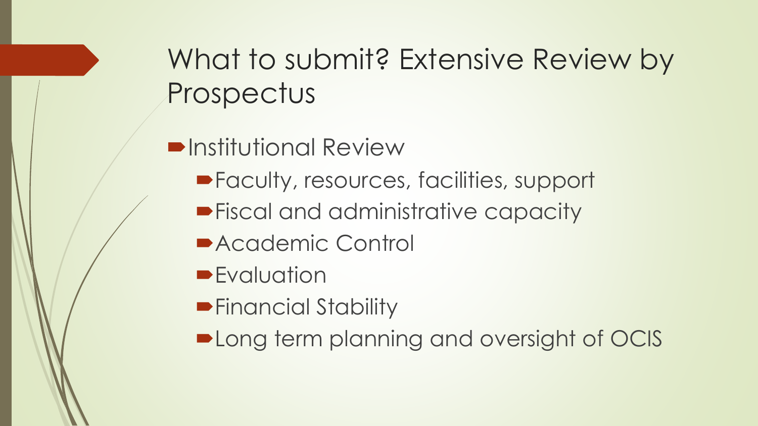# What to submit? Extensive Review by Prospectus

- Institutional Review
  - Faculty, resources, facilities, support
  - Fiscal and administrative capacity
  - Academic Control
  - Evaluation
  - Financial Stability
  - Long term planning and oversight of OCIS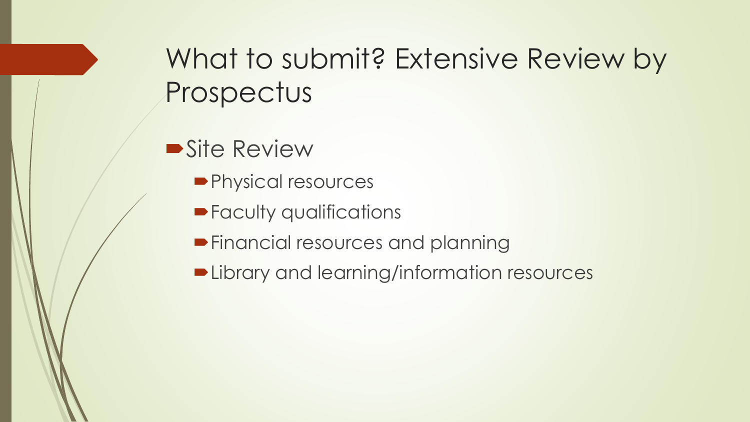# What to submit? Extensive Review by Prospectus

- Site Review
  - Physical resources
  - Faculty qualifications
  - Financial resources and planning
  - Library and learning/information resources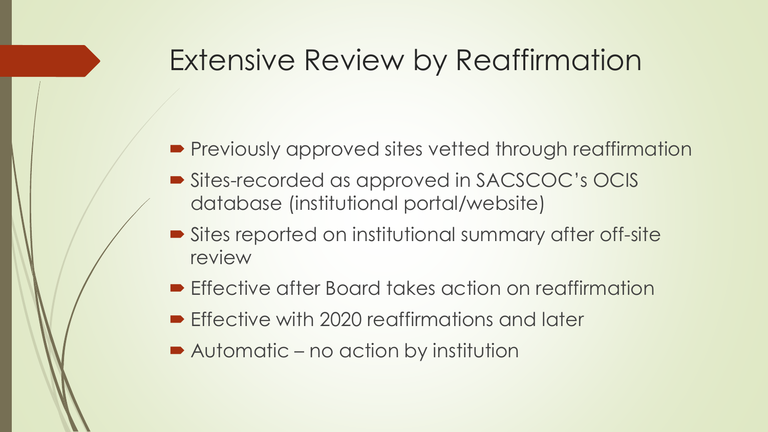# Extensive Review by Reaffirmation

- Previously approved sites vetted through reaffirmation
- Sites-recorded as approved in SACSCOC's OCIS database (institutional portal/website)
- Sites reported on institutional summary after off-site review
- Effective after Board takes action on reaffirmation
- Effective with 2020 reaffirmations and later
- Automatic – no action by institution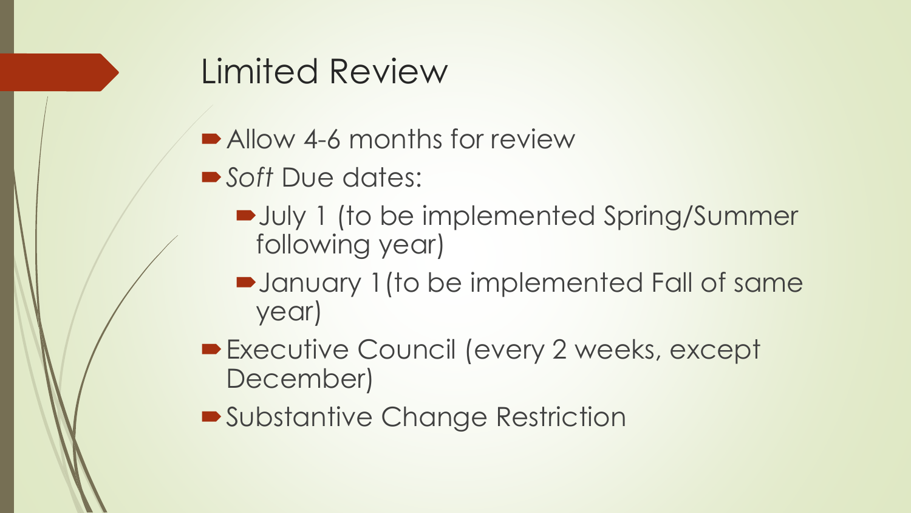# Limited Review

- Allow 4-6 months for review
- *Soft* Due dates:
  - July 1 (to be implemented Spring/Summer following year)
  - January 1(to be implemented Fall of same year)
- Executive Council (every 2 weeks, except December)
- Substantive Change Restriction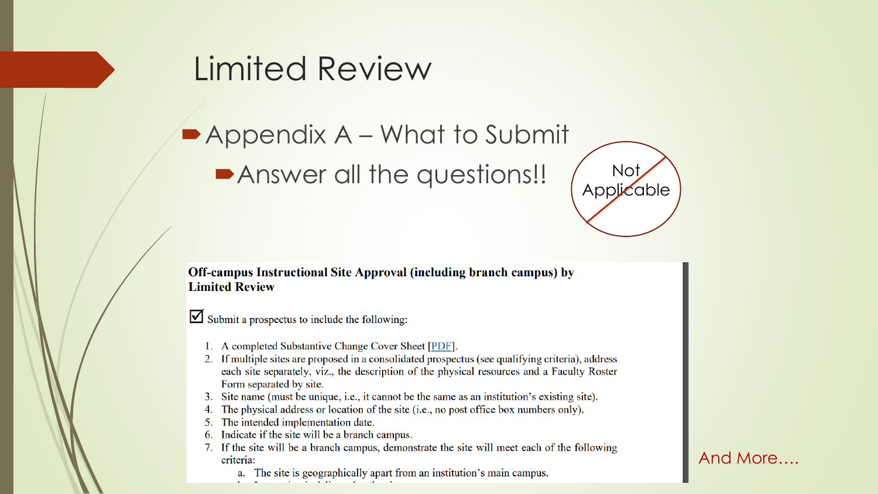# Limited Review

- Appendix A – What to Submit
  - Answer all the questions!!

Not Applicable

**Off-campus Instructional Site Approval (including branch campus) by Limited Review**

☑ Submit a prospectus to include the following:

1. A completed Substantive Change Cover Sheet [PDF].
2. If multiple sites are proposed in a consolidated prospectus (see qualifying criteria), address each site separately, viz., the description of the physical resources and a Faculty Roster Form separated by site.
3. Site name (must be unique, i.e., it cannot be the same as an institution's existing site).
4. The physical address or location of the site (i.e., no post office box numbers only).
5. The intended implementation date.
6. Indicate if the site will be a branch campus.
7. If the site will be a branch campus, demonstrate the site will meet each of the following criteria:
   a. The site is geographically apart from an institution's main campus.

And More….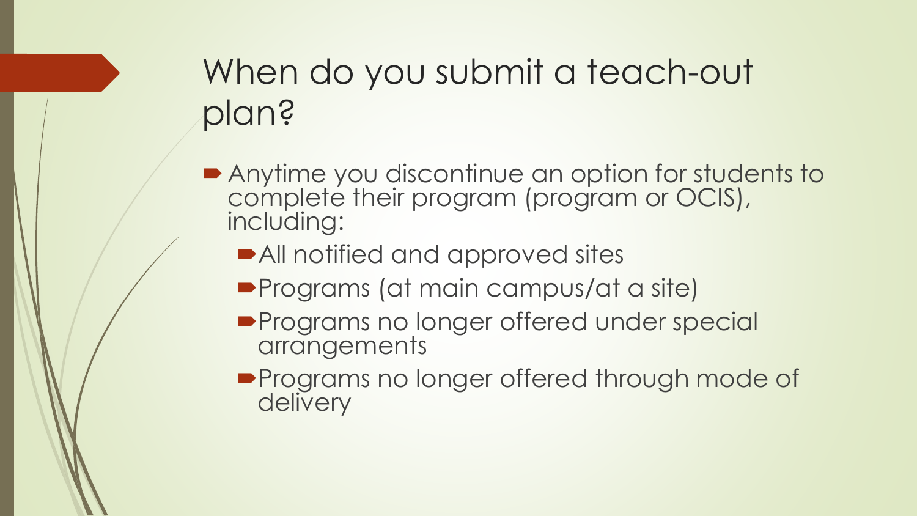# When do you submit a teach-out plan?

- Anytime you discontinue an option for students to complete their program (program or OCIS), including:
  - All notified and approved sites
  - Programs (at main campus/at a site)
  - Programs no longer offered under special arrangements
  - Programs no longer offered through mode of delivery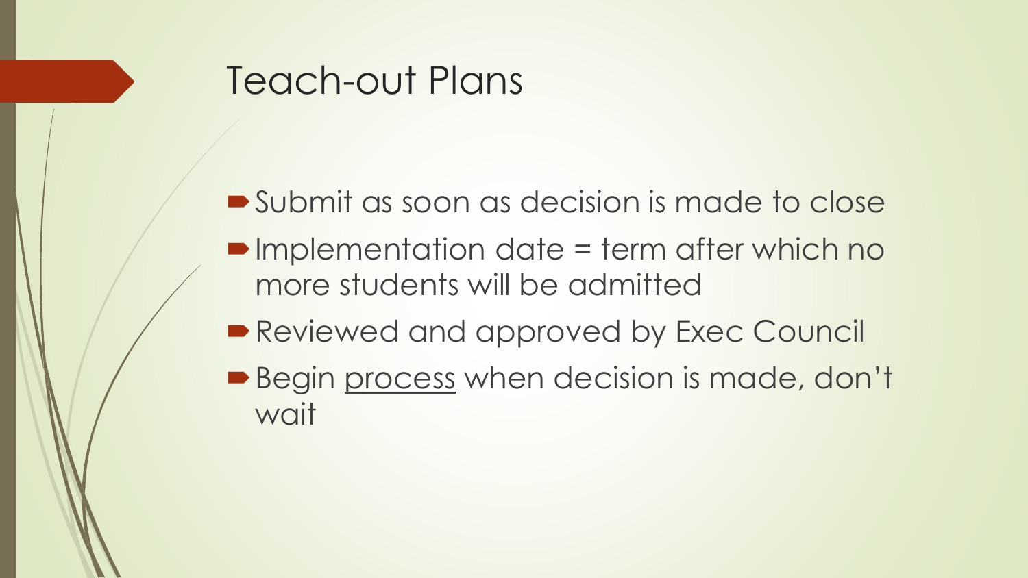# Teach-out Plans

- Submit as soon as decision is made to close
- Implementation date = term after which no more students will be admitted
- Reviewed and approved by Exec Council
- Begin <u>process</u> when decision is made, don't wait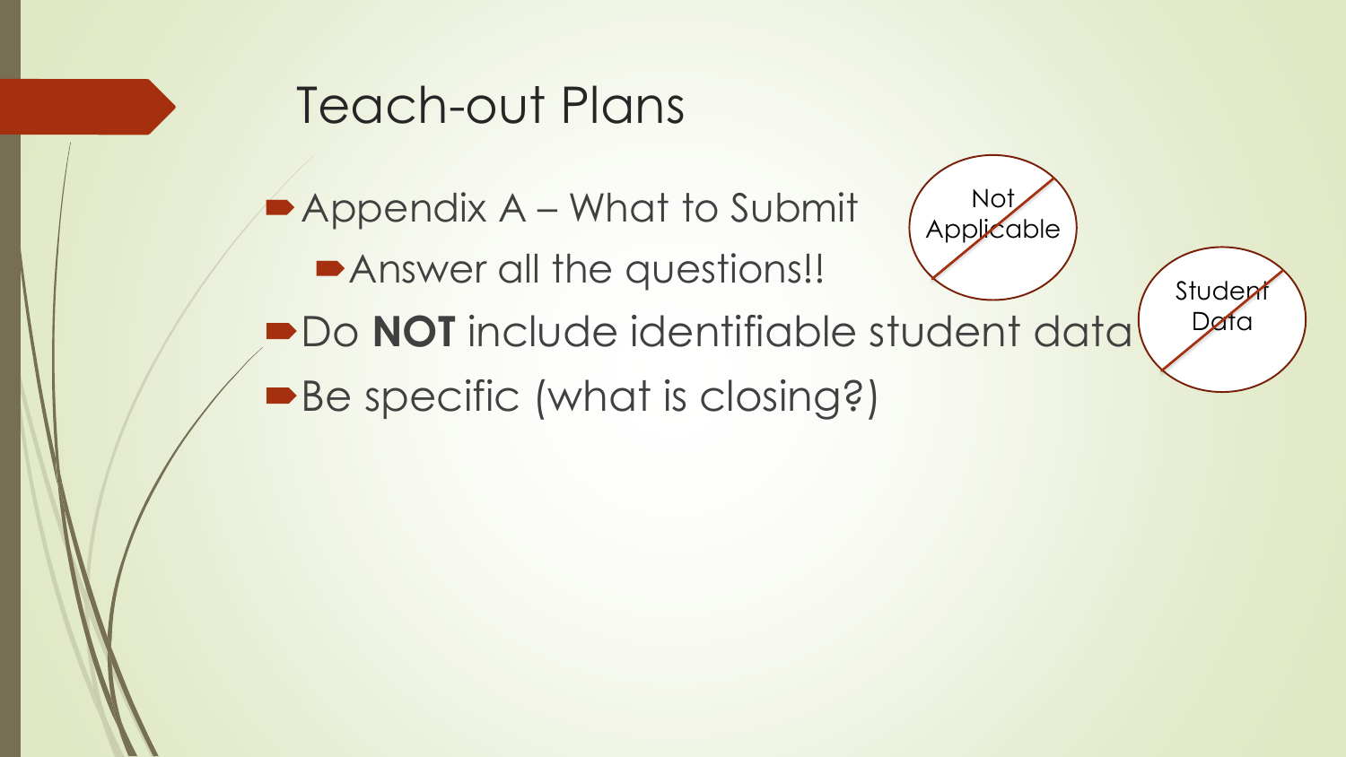# Teach-out Plans

- Appendix A – What to Submit
  - Answer all the questions!!
- Do **NOT** include identifiable student data
- Be specific (what is closing?)

Not Applicable

Student Data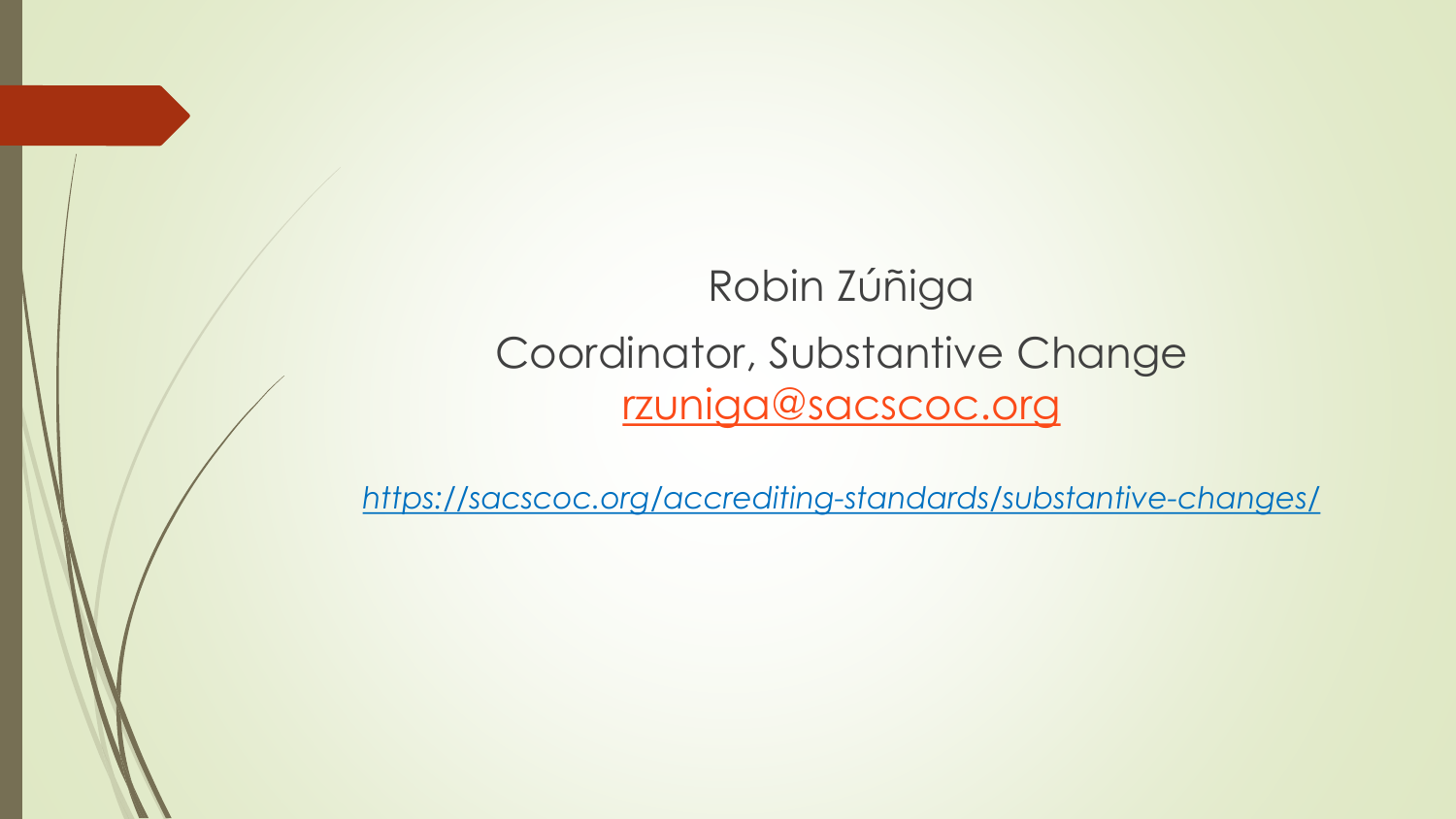Robin Zúñiga

Coordinator, Substantive Change

[rzuniga@sacscoc.org](mailto:rzuniga@sacscoc.org)

*[https://sacscoc.org/accrediting-standards/substantive-changes/](https://sacscoc.org/accrediting-standards/substantive-changes/)*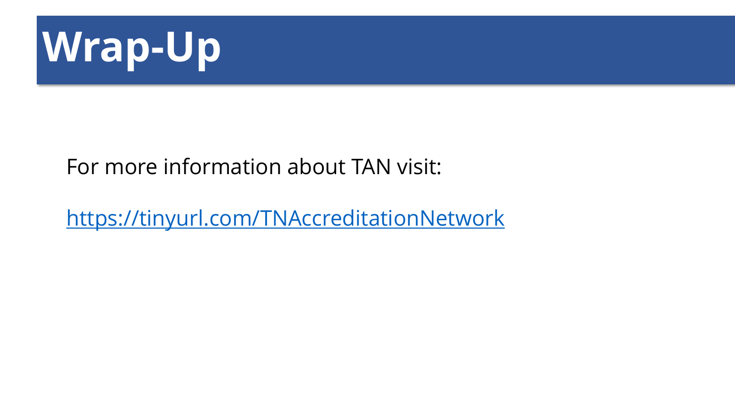# Wrap-Up

For more information about TAN visit:

[https://tinyurl.com/TNAccreditationNetwork](https://tinyurl.com/TNAccreditationNetwork)